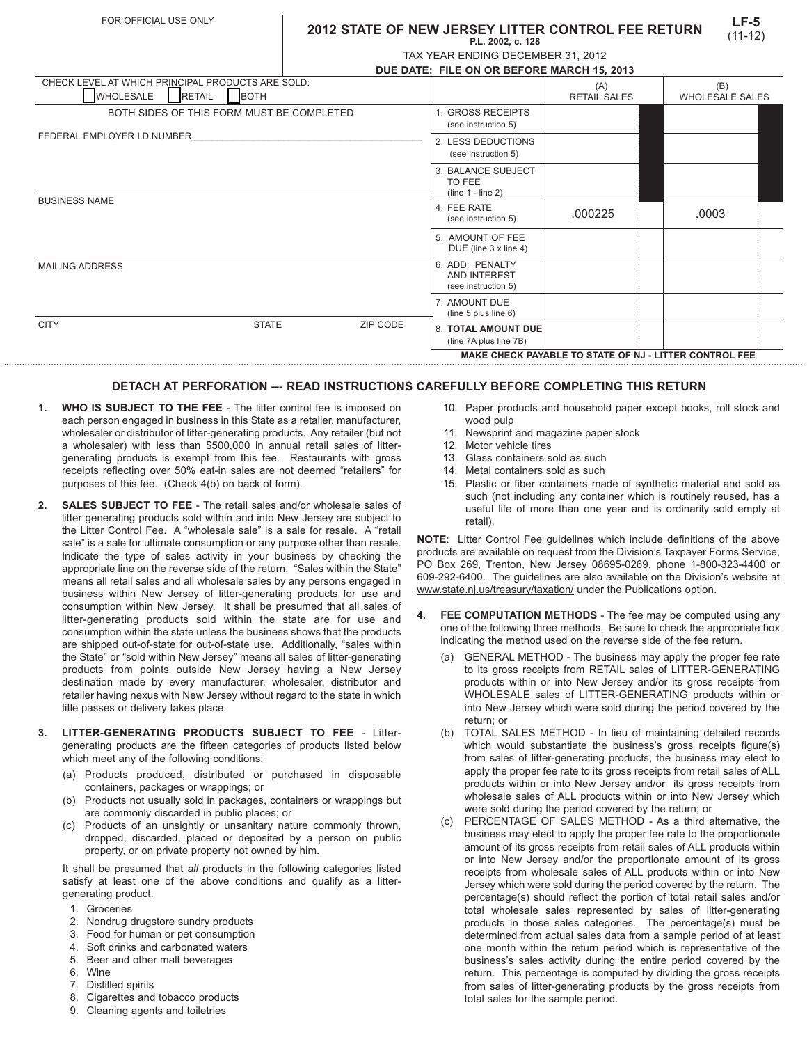FOR OFFICIAL USE ONLY

# 2012 STATE OF NEW JERSEY LITTER CONTROL FEE RETURN

**LF-5**
(11-12)

P.L. 2002, c. 128

TAX YEAR ENDING DECEMBER 31, 2012

**DUE DATE: FILE ON OR BEFORE MARCH 15, 2013**

CHECK LEVEL AT WHICH PRINCIPAL PRODUCTS ARE SOLD:
☐ WHOLESALE ☐ RETAIL ☐ BOTH

BOTH SIDES OF THIS FORM MUST BE COMPLETED.

FEDERAL EMPLOYER I.D.NUMBER_______________________________

BUSINESS NAME

MAILING ADDRESS

CITY | STATE | ZIP CODE

| | (A) RETAIL SALES | (B) WHOLESALE SALES |
|---|---|---|
| 1. GROSS RECEIPTS (see instruction 5) | | |
| 2. LESS DEDUCTIONS (see instruction 5) | | |
| 3. BALANCE SUBJECT TO FEE (line 1 - line 2) | | |
| 4. FEE RATE (see instruction 5) | .000225 | .0003 |
| 5. AMOUNT OF FEE DUE (line 3 x line 4) | | |
| 6. ADD: PENALTY AND INTEREST (see instruction 5) | | |
| 7. AMOUNT DUE (line 5 plus line 6) | | |
| 8. **TOTAL AMOUNT DUE** (line 7A plus line 7B) | | |

**MAKE CHECK PAYABLE TO STATE OF NJ - LITTER CONTROL FEE**

---

## DETACH AT PERFORATION --- READ INSTRUCTIONS CAREFULLY BEFORE COMPLETING THIS RETURN

1. **WHO IS SUBJECT TO THE FEE** - The litter control fee is imposed on each person engaged in business in this State as a retailer, manufacturer, wholesaler or distributor of litter-generating products. Any retailer (but not a wholesaler) with less than $500,000 in annual retail sales of litter-generating products is exempt from this fee. Restaurants with gross receipts reflecting over 50% eat-in sales are not deemed "retailers" for purposes of this fee. (Check 4(b) on back of form).

2. **SALES SUBJECT TO FEE** - The retail sales and/or wholesale sales of litter generating products sold within and into New Jersey are subject to the Litter Control Fee. A "wholesale sale" is a sale for resale. A "retail sale" is a sale for ultimate consumption or any purpose other than resale. Indicate the type of sales activity in your business by checking the appropriate line on the reverse side of the return. "Sales within the State" means all retail sales and all wholesale sales by any persons engaged in business within New Jersey of litter-generating products for use and consumption within New Jersey. It shall be presumed that all sales of litter-generating products sold within the state are for use and consumption within the state unless the business shows that the products are shipped out-of-state for out-of-state use. Additionally, "sales within the State" or "sold within New Jersey" means all sales of litter-generating products from points outside New Jersey having a New Jersey destination made by every manufacturer, wholesaler, distributor and retailer having nexus with New Jersey without regard to the state in which title passes or delivery takes place.

3. **LITTER-GENERATING PRODUCTS SUBJECT TO FEE** - Litter-generating products are the fifteen categories of products listed below which meet any of the following conditions:
   (a) Products produced, distributed or purchased in disposable containers, packages or wrappings; or
   (b) Products not usually sold in packages, containers or wrappings but are commonly discarded in public places; or
   (c) Products of an unsightly or unsanitary nature commonly thrown, dropped, discarded, placed or deposited by a person on public property, or on private property not owned by him.

   It shall be presumed that *all* products in the following categories listed satisfy at least one of the above conditions and qualify as a litter-generating product.

   1. Groceries
   2. Nondrug drugstore sundry products
   3. Food for human or pet consumption
   4. Soft drinks and carbonated waters
   5. Beer and other malt beverages
   6. Wine
   7. Distilled spirits
   8. Cigarettes and tobacco products
   9. Cleaning agents and toiletries
   10. Paper products and household paper except books, roll stock and wood pulp
   11. Newsprint and magazine paper stock
   12. Motor vehicle tires
   13. Glass containers sold as such
   14. Metal containers sold as such
   15. Plastic or fiber containers made of synthetic material and sold as such (not including any container which is routinely reused, has a useful life of more than one year and is ordinarily sold empty at retail).

**NOTE**: Litter Control Fee guidelines which include definitions of the above products are available on request from the Division's Taxpayer Forms Service, PO Box 269, Trenton, New Jersey 08695-0269, phone 1-800-323-4400 or 609-292-6400. The guidelines are also available on the Division's website at www.state.nj.us/treasury/taxation/ under the Publications option.

4. **FEE COMPUTATION METHODS** - The fee may be computed using any one of the following three methods. Be sure to check the appropriate box indicating the method used on the reverse side of the fee return.
   (a) GENERAL METHOD - The business may apply the proper fee rate to its gross receipts from RETAIL sales of LITTER-GENERATING products within or into New Jersey and/or its gross receipts from WHOLESALE sales of LITTER-GENERATING products within or into New Jersey which were sold during the period covered by the return; or
   (b) TOTAL SALES METHOD - In lieu of maintaining detailed records which would substantiate the business's gross receipts figure(s) from sales of litter-generating products, the business may elect to apply the proper fee rate to its gross receipts from retail sales of ALL products within or into New Jersey and/or its gross receipts from wholesale sales of ALL products within or into New Jersey which were sold during the period covered by the return; or
   (c) PERCENTAGE OF SALES METHOD - As a third alternative, the business may elect to apply the proper fee rate to the proportionate amount of its gross receipts from retail sales of ALL products within or into New Jersey and/or the proportionate amount of its gross receipts from wholesale sales of ALL products within or into New Jersey which were sold during the period covered by the return. The percentage(s) should reflect the portion of total retail sales and/or total wholesale sales represented by sales of litter-generating products in those sales categories. The percentage(s) must be determined from actual sales data from a sample period of at least one month within the return period which is representative of the business's sales activity during the entire period covered by the return. This percentage is computed by dividing the gross receipts from sales of litter-generating products by the gross receipts from total sales for the sample period.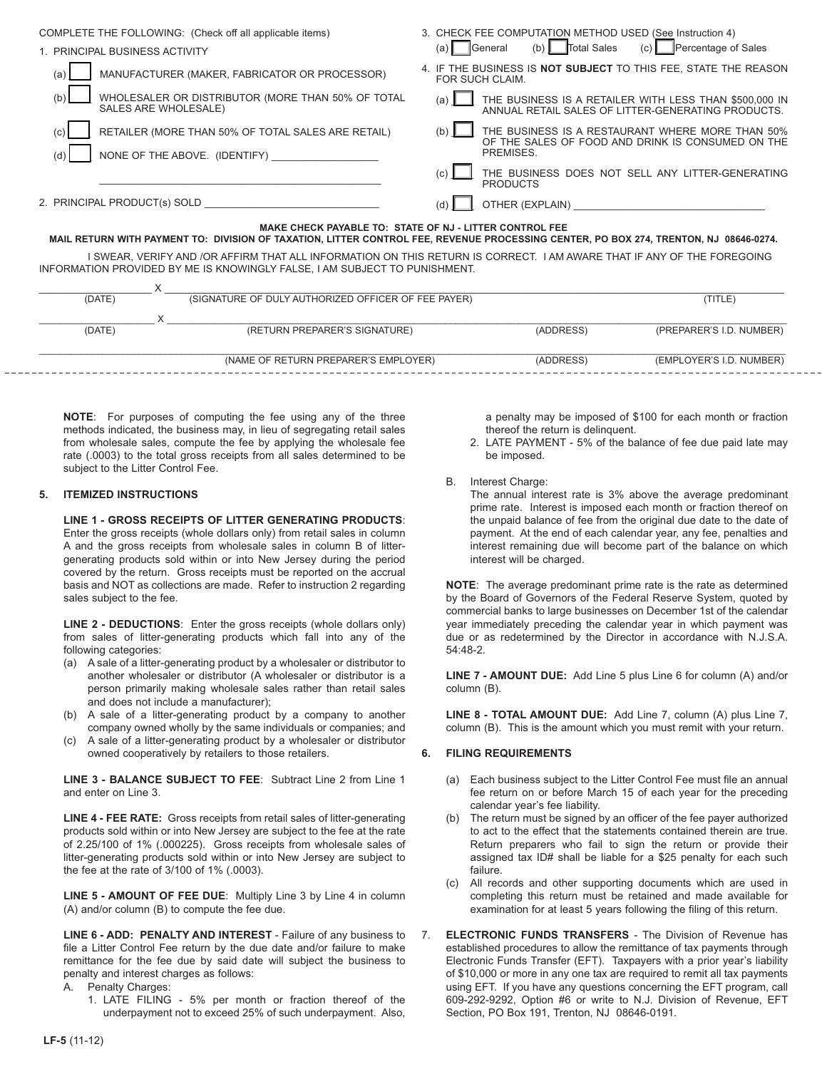COMPLETE THE FOLLOWING: (Check off all applicable items)

1. PRINCIPAL BUSINESS ACTIVITY

(a) ☐ MANUFACTURER (MAKER, FABRICATOR OR PROCESSOR)

(b) ☐ WHOLESALER OR DISTRIBUTOR (MORE THAN 50% OF TOTAL SALES ARE WHOLESALE)

(c) ☐ RETAILER (MORE THAN 50% OF TOTAL SALES ARE RETAIL)

(d) ☐ NONE OF THE ABOVE. (IDENTIFY) ____________________

______________________________________________________

2. PRINCIPAL PRODUCT(s) SOLD ________________________________

3. CHECK FEE COMPUTATION METHOD USED (See Instruction 4)

(a) ☐ General (b) ☐ Total Sales (c) ☐ Percentage of Sales

4. IF THE BUSINESS IS **NOT SUBJECT** TO THIS FEE, STATE THE REASON FOR SUCH CLAIM.

(a) ☐ THE BUSINESS IS A RETAILER WITH LESS THAN $500,000 IN ANNUAL RETAIL SALES OF LITTER-GENERATING PRODUCTS.

(b) ☐ THE BUSINESS IS A RESTAURANT WHERE MORE THAN 50% OF THE SALES OF FOOD AND DRINK IS CONSUMED ON THE PREMISES.

(c) ☐ THE BUSINESS DOES NOT SELL ANY LITTER-GENERATING PRODUCTS

(d) ☐ OTHER (EXPLAIN) ____________________________________

**MAKE CHECK PAYABLE TO: STATE OF NJ - LITTER CONTROL FEE**
**MAIL RETURN WITH PAYMENT TO: DIVISION OF TAXATION, LITTER CONTROL FEE, REVENUE PROCESSING CENTER, PO BOX 274, TRENTON, NJ 08646-0274.**

I SWEAR, VERIFY AND /OR AFFIRM THAT ALL INFORMATION ON THIS RETURN IS CORRECT. I AM AWARE THAT IF ANY OF THE FOREGOING INFORMATION PROVIDED BY ME IS KNOWINGLY FALSE, I AM SUBJECT TO PUNISHMENT.

__________________ X ______________________________________________________________________
(DATE) (SIGNATURE OF DULY AUTHORIZED OFFICER OF FEE PAYER) (TITLE)

__________________ X ______________________________________________________________________
(DATE) (RETURN PREPARER'S SIGNATURE) (ADDRESS) (PREPARER'S I.D. NUMBER)

________________________________________________________________________________________
(NAME OF RETURN PREPARER'S EMPLOYER) (ADDRESS) (EMPLOYER'S I.D. NUMBER)

---

**NOTE**: For purposes of computing the fee using any of the three methods indicated, the business may, in lieu of segregating retail sales from wholesale sales, compute the fee by applying the wholesale fee rate (.0003) to the total gross receipts from all sales determined to be subject to the Litter Control Fee.

## 5. ITEMIZED INSTRUCTIONS

**LINE 1 - GROSS RECEIPTS OF LITTER GENERATING PRODUCTS**: Enter the gross receipts (whole dollars only) from retail sales in column A and the gross receipts from wholesale sales in column B of litter-generating products sold within or into New Jersey during the period covered by the return. Gross receipts must be reported on the accrual basis and NOT as collections are made. Refer to instruction 2 regarding sales subject to the fee.

**LINE 2 - DEDUCTIONS**: Enter the gross receipts (whole dollars only) from sales of litter-generating products which fall into any of the following categories:

(a) A sale of a litter-generating product by a wholesaler or distributor to another wholesaler or distributor (A wholesaler or distributor is a person primarily making wholesale sales rather than retail sales and does not include a manufacturer);
(b) A sale of a litter-generating product by a company to another company owned wholly by the same individuals or companies; and
(c) A sale of a litter-generating product by a wholesaler or distributor owned cooperatively by retailers to those retailers.

**LINE 3 - BALANCE SUBJECT TO FEE**: Subtract Line 2 from Line 1 and enter on Line 3.

**LINE 4 - FEE RATE:** Gross receipts from retail sales of litter-generating products sold within or into New Jersey are subject to the fee at the rate of 2.25/100 of 1% (.000225). Gross receipts from wholesale sales of litter-generating products sold within or into New Jersey are subject to the fee at the rate of 3/100 of 1% (.0003).

**LINE 5 - AMOUNT OF FEE DUE**: Multiply Line 3 by Line 4 in column (A) and/or column (B) to compute the fee due.

**LINE 6 - ADD: PENALTY AND INTEREST** - Failure of any business to file a Litter Control Fee return by the due date and/or failure to make remittance for the fee due by said date will subject the business to penalty and interest charges as follows:

A. Penalty Charges:
   1. LATE FILING - 5% per month or fraction thereof of the underpayment not to exceed 25% of such underpayment. Also, a penalty may be imposed of $100 for each month or fraction thereof the return is delinquent.
   2. LATE PAYMENT - 5% of the balance of fee due paid late may be imposed.

B. Interest Charge:
   The annual interest rate is 3% above the average predominant prime rate. Interest is imposed each month or fraction thereof on the unpaid balance of fee from the original due date to the date of payment. At the end of each calendar year, any fee, penalties and interest remaining due will become part of the balance on which interest will be charged.

**NOTE**: The average predominant prime rate is the rate as determined by the Board of Governors of the Federal Reserve System, quoted by commercial banks to large businesses on December 1st of the calendar year immediately preceding the calendar year in which payment was due or as redetermined by the Director in accordance with N.J.S.A. 54:48-2.

**LINE 7 - AMOUNT DUE:** Add Line 5 plus Line 6 for column (A) and/or column (B).

**LINE 8 - TOTAL AMOUNT DUE:** Add Line 7, column (A) plus Line 7, column (B). This is the amount which you must remit with your return.

## 6. FILING REQUIREMENTS

(a) Each business subject to the Litter Control Fee must file an annual fee return on or before March 15 of each year for the preceding calendar year's fee liability.
(b) The return must be signed by an officer of the fee payer authorized to act to the effect that the statements contained therein are true. Return preparers who fail to sign the return or provide their assigned tax ID# shall be liable for a $25 penalty for each such failure.
(c) All records and other supporting documents which are used in completing this return must be retained and made available for examination for at least 5 years following the filing of this return.

## 7. ELECTRONIC FUNDS TRANSFERS

**ELECTRONIC FUNDS TRANSFERS** - The Division of Revenue has established procedures to allow the remittance of tax payments through Electronic Funds Transfer (EFT). Taxpayers with a prior year's liability of $10,000 or more in any one tax are required to remit all tax payments using EFT. If you have any questions concerning the EFT program, call 609-292-9292, Option #6 or write to N.J. Division of Revenue, EFT Section, PO Box 191, Trenton, NJ 08646-0191.

LF-5 (11-12)